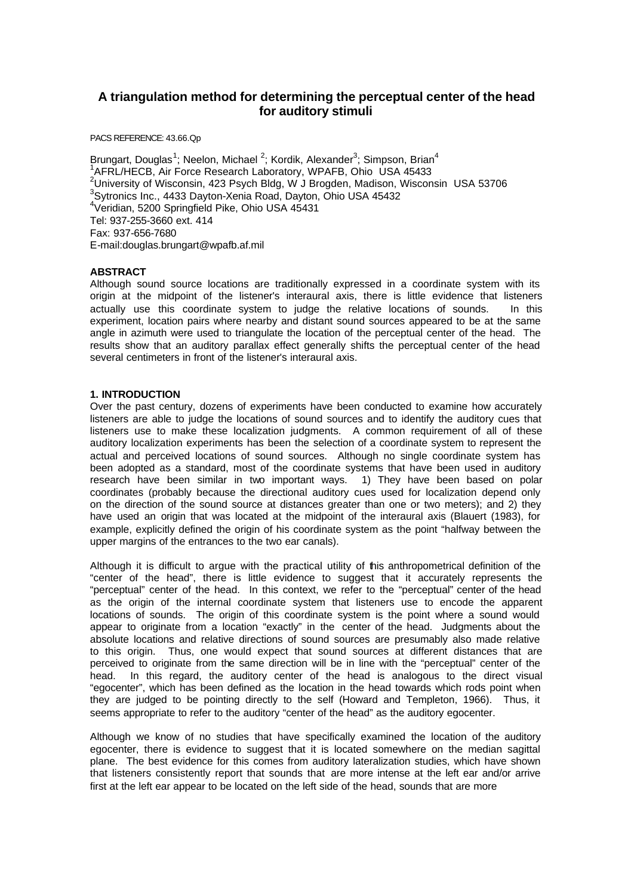# A triangulation method for determining the perceptual center of the head for auditory stimuli

PACS REFERENCE: 43.66.Qp

Brungart, Douglas[1]; Neelon, Michael [2]; Kordik, Alexander[3]; Simpson, Brian[4]
[1]AFRL/HECB, Air Force Research Laboratory, WPAFB, Ohio USA 45433
[2]University of Wisconsin, 423 Psych Bldg, W J Brogden, Madison, Wisconsin USA 53706
[3]Sytronics Inc., 4433 Dayton-Xenia Road, Dayton, Ohio USA 45432
[4]Veridian, 5200 Springfield Pike, Ohio USA 45431
Tel: 937-255-3660 ext. 414
Fax: 937-656-7680
E-mail:douglas.brungart@wpafb.af.mil

**ABSTRACT**

Although sound source locations are traditionally expressed in a coordinate system with its origin at the midpoint of the listener's interaural axis, there is little evidence that listeners actually use this coordinate system to judge the relative locations of sounds. In this experiment, location pairs where nearby and distant sound sources appeared to be at the same angle in azimuth were used to triangulate the location of the perceptual center of the head. The results show that an auditory parallax effect generally shifts the perceptual center of the head several centimeters in front of the listener's interaural axis.

**1. INTRODUCTION**

Over the past century, dozens of experiments have been conducted to examine how accurately listeners are able to judge the locations of sound sources and to identify the auditory cues that listeners use to make these localization judgments. A common requirement of all of these auditory localization experiments has been the selection of a coordinate system to represent the actual and perceived locations of sound sources. Although no single coordinate system has been adopted as a standard, most of the coordinate systems that have been used in auditory research have been similar in two important ways. 1) They have been based on polar coordinates (probably because the directional auditory cues used for localization depend only on the direction of the sound source at distances greater than one or two meters); and 2) they have used an origin that was located at the midpoint of the interaural axis (Blauert (1983), for example, explicitly defined the origin of his coordinate system as the point "halfway between the upper margins of the entrances to the two ear canals).

Although it is difficult to argue with the practical utility of this anthropometrical definition of the "center of the head", there is little evidence to suggest that it accurately represents the "perceptual" center of the head. In this context, we refer to the "perceptual" center of the head as the origin of the internal coordinate system that listeners use to encode the apparent locations of sounds. The origin of this coordinate system is the point where a sound would appear to originate from a location "exactly" in the center of the head. Judgments about the absolute locations and relative directions of sound sources are presumably also made relative to this origin. Thus, one would expect that sound sources at different distances that are perceived to originate from the same direction will be in line with the "perceptual" center of the head. In this regard, the auditory center of the head is analogous to the direct visual "egocenter", which has been defined as the location in the head towards which rods point when they are judged to be pointing directly to the self (Howard and Templeton, 1966). Thus, it seems appropriate to refer to the auditory "center of the head" as the auditory egocenter.

Although we know of no studies that have specifically examined the location of the auditory egocenter, there is evidence to suggest that it is located somewhere on the median sagittal plane. The best evidence for this comes from auditory lateralization studies, which have shown that listeners consistently report that sounds that are more intense at the left ear and/or arrive first at the left ear appear to be located on the left side of the head, sounds that are more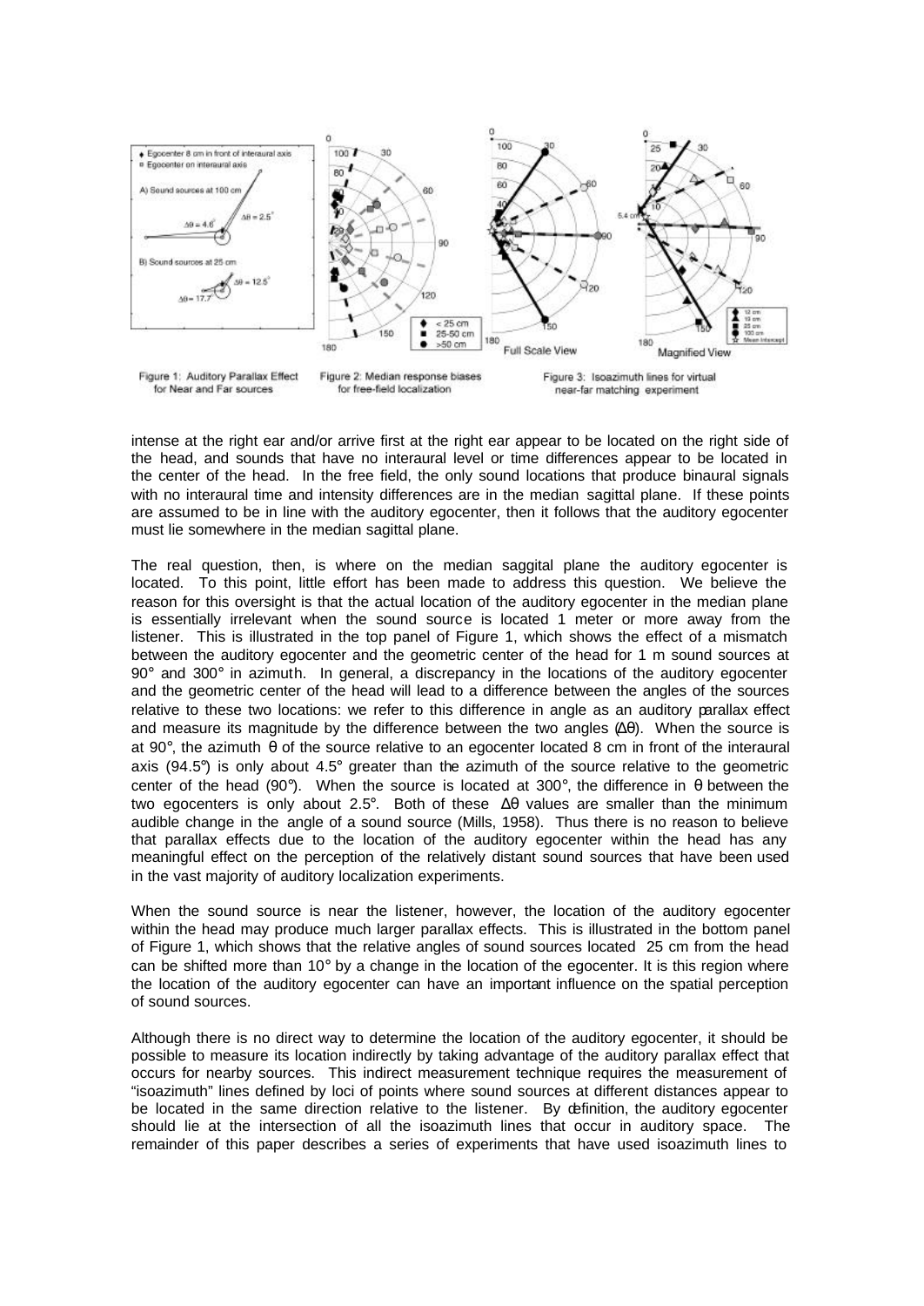Figure 1: Auditory Parallax Effect for Near and Far sources

Figure 2: Median response biases for free-field localization

Figure 3: Isoazimuth lines for virtual near-far matching experiment

intense at the right ear and/or arrive first at the right ear appear to be located on the right side of the head, and sounds that have no interaural level or time differences appear to be located in the center of the head. In the free field, the only sound locations that produce binaural signals with no interaural time and intensity differences are in the median sagittal plane. If these points are assumed to be in line with the auditory egocenter, then it follows that the auditory egocenter must lie somewhere in the median sagittal plane.

The real question, then, is where on the median saggital plane the auditory egocenter is located. To this point, little effort has been made to address this question. We believe the reason for this oversight is that the actual location of the auditory egocenter in the median plane is essentially irrelevant when the sound source is located 1 meter or more away from the listener. This is illustrated in the top panel of Figure 1, which shows the effect of a mismatch between the auditory egocenter and the geometric center of the head for 1 m sound sources at 90° and 300° in azimuth. In general, a discrepancy in the locations of the auditory egocenter and the geometric center of the head will lead to a difference between the angles of the sources relative to these two locations: we refer to this difference in angle as an auditory parallax effect and measure its magnitude by the difference between the two angles ($\Delta\theta$). When the source is at 90°, the azimuth $\theta$ of the source relative to an egocenter located 8 cm in front of the interaural axis (94.5°) is only about 4.5° greater than the azimuth of the source relative to the geometric center of the head (90°). When the source is located at 300°, the difference in $\theta$ between the two egocenters is only about 2.5°. Both of these $\Delta\theta$ values are smaller than the minimum audible change in the angle of a sound source (Mills, 1958). Thus there is no reason to believe that parallax effects due to the location of the auditory egocenter within the head has any meaningful effect on the perception of the relatively distant sound sources that have been used in the vast majority of auditory localization experiments.

When the sound source is near the listener, however, the location of the auditory egocenter within the head may produce much larger parallax effects. This is illustrated in the bottom panel of Figure 1, which shows that the relative angles of sound sources located 25 cm from the head can be shifted more than 10° by a change in the location of the egocenter. It is this region where the location of the auditory egocenter can have an important influence on the spatial perception of sound sources.

Although there is no direct way to determine the location of the auditory egocenter, it should be possible to measure its location indirectly by taking advantage of the auditory parallax effect that occurs for nearby sources. This indirect measurement technique requires the measurement of "isoazimuth" lines defined by loci of points where sound sources at different distances appear to be located in the same direction relative to the listener. By definition, the auditory egocenter should lie at the intersection of all the isoazimuth lines that occur in auditory space. The remainder of this paper describes a series of experiments that have used isoazimuth lines to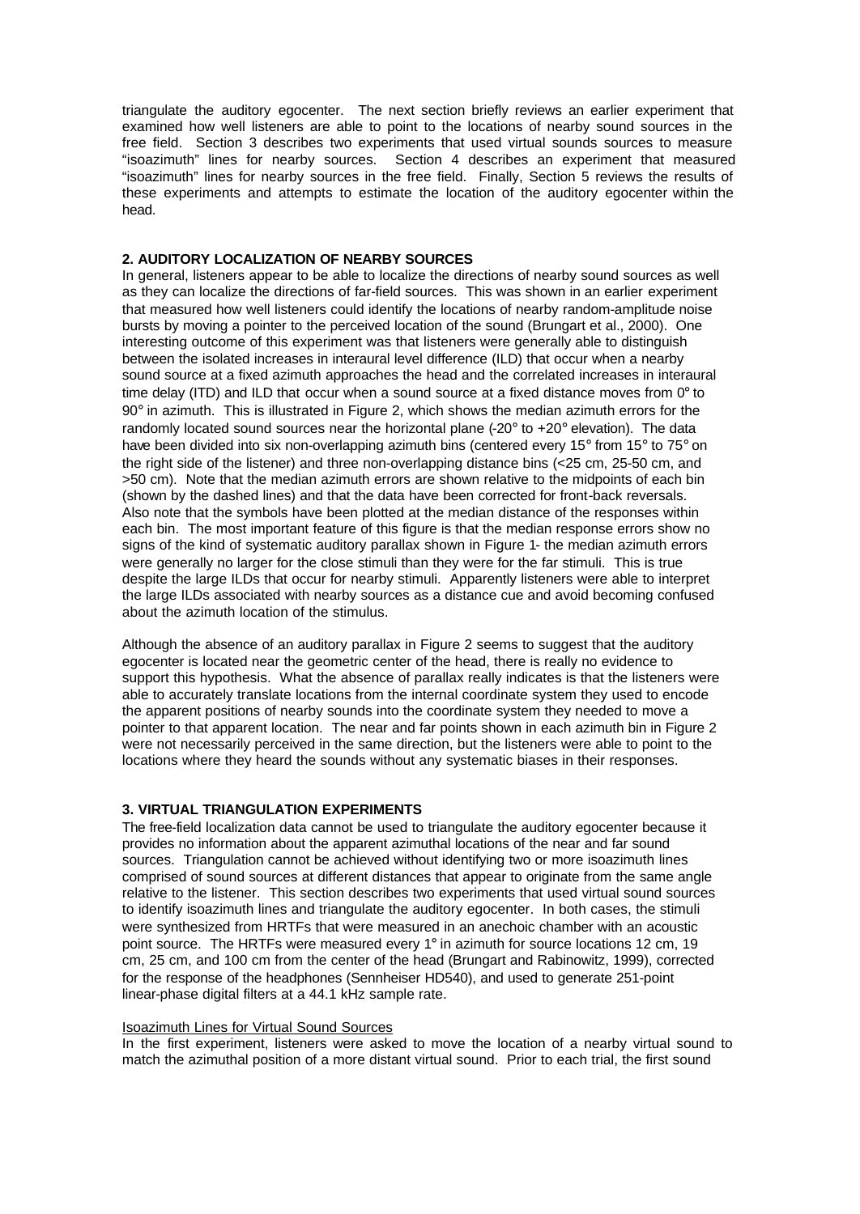triangulate the auditory egocenter. The next section briefly reviews an earlier experiment that examined how well listeners are able to point to the locations of nearby sound sources in the free field. Section 3 describes two experiments that used virtual sounds sources to measure "isoazimuth" lines for nearby sources. Section 4 describes an experiment that measured "isoazimuth" lines for nearby sources in the free field. Finally, Section 5 reviews the results of these experiments and attempts to estimate the location of the auditory egocenter within the head.

## 2. AUDITORY LOCALIZATION OF NEARBY SOURCES

In general, listeners appear to be able to localize the directions of nearby sound sources as well as they can localize the directions of far-field sources. This was shown in an earlier experiment that measured how well listeners could identify the locations of nearby random-amplitude noise bursts by moving a pointer to the perceived location of the sound (Brungart et al., 2000). One interesting outcome of this experiment was that listeners were generally able to distinguish between the isolated increases in interaural level difference (ILD) that occur when a nearby sound source at a fixed azimuth approaches the head and the correlated increases in interaural time delay (ITD) and ILD that occur when a sound source at a fixed distance moves from 0° to 90° in azimuth. This is illustrated in Figure 2, which shows the median azimuth errors for the randomly located sound sources near the horizontal plane (-20° to +20° elevation). The data have been divided into six non-overlapping azimuth bins (centered every 15° from 15° to 75° on the right side of the listener) and three non-overlapping distance bins (<25 cm, 25-50 cm, and >50 cm). Note that the median azimuth errors are shown relative to the midpoints of each bin (shown by the dashed lines) and that the data have been corrected for front-back reversals. Also note that the symbols have been plotted at the median distance of the responses within each bin. The most important feature of this figure is that the median response errors show no signs of the kind of systematic auditory parallax shown in Figure 1- the median azimuth errors were generally no larger for the close stimuli than they were for the far stimuli. This is true despite the large ILDs that occur for nearby stimuli. Apparently listeners were able to interpret the large ILDs associated with nearby sources as a distance cue and avoid becoming confused about the azimuth location of the stimulus.

Although the absence of an auditory parallax in Figure 2 seems to suggest that the auditory egocenter is located near the geometric center of the head, there is really no evidence to support this hypothesis. What the absence of parallax really indicates is that the listeners were able to accurately translate locations from the internal coordinate system they used to encode the apparent positions of nearby sounds into the coordinate system they needed to move a pointer to that apparent location. The near and far points shown in each azimuth bin in Figure 2 were not necessarily perceived in the same direction, but the listeners were able to point to the locations where they heard the sounds without any systematic biases in their responses.

## 3. VIRTUAL TRIANGULATION EXPERIMENTS

The free-field localization data cannot be used to triangulate the auditory egocenter because it provides no information about the apparent azimuthal locations of the near and far sound sources. Triangulation cannot be achieved without identifying two or more isoazimuth lines comprised of sound sources at different distances that appear to originate from the same angle relative to the listener. This section describes two experiments that used virtual sound sources to identify isoazimuth lines and triangulate the auditory egocenter. In both cases, the stimuli were synthesized from HRTFs that were measured in an anechoic chamber with an acoustic point source. The HRTFs were measured every 1° in azimuth for source locations 12 cm, 19 cm, 25 cm, and 100 cm from the center of the head (Brungart and Rabinowitz, 1999), corrected for the response of the headphones (Sennheiser HD540), and used to generate 251-point linear-phase digital filters at a 44.1 kHz sample rate.

### Isoazimuth Lines for Virtual Sound Sources

In the first experiment, listeners were asked to move the location of a nearby virtual sound to match the azimuthal position of a more distant virtual sound. Prior to each trial, the first sound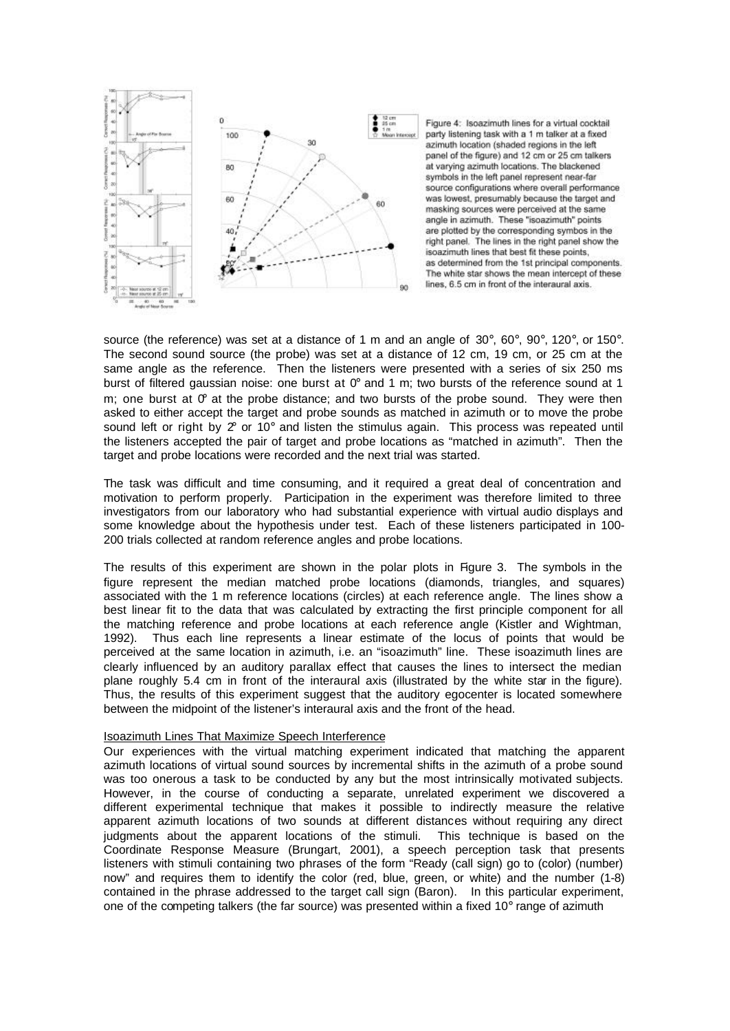Figure 4: Isoazimuth lines for a virtual cocktail party listening task with a 1 m talker at a fixed azimuth location (shaded regions in the left panel of the figure) and 12 cm or 25 cm talkers at varying azimuth locations. The blackened symbols in the left panel represent near-far source configurations where overall performance was lowest, presumably because the target and masking sources were perceived at the same angle in azimuth. These "isoazimuth" points are plotted by the corresponding symbos in the right panel. The lines in the right panel show the isoazimuth lines that best fit these points, as determined from the 1st principal components. The white star shows the mean intercept of these lines, 6.5 cm in front of the interaural axis.

source (the reference) was set at a distance of 1 m and an angle of 30°, 60°, 90°, 120°, or 150°. The second sound source (the probe) was set at a distance of 12 cm, 19 cm, or 25 cm at the same angle as the reference. Then the listeners were presented with a series of six 250 ms burst of filtered gaussian noise: one burst at 0° and 1 m; two bursts of the reference sound at 1 m; one burst at 0° at the probe distance; and two bursts of the probe sound. They were then asked to either accept the target and probe sounds as matched in azimuth or to move the probe sound left or right by 2° or 10° and listen the stimulus again. This process was repeated until the listeners accepted the pair of target and probe locations as "matched in azimuth". Then the target and probe locations were recorded and the next trial was started.

The task was difficult and time consuming, and it required a great deal of concentration and motivation to perform properly. Participation in the experiment was therefore limited to three investigators from our laboratory who had substantial experience with virtual audio displays and some knowledge about the hypothesis under test. Each of these listeners participated in 100-200 trials collected at random reference angles and probe locations.

The results of this experiment are shown in the polar plots in Figure 3. The symbols in the figure represent the median matched probe locations (diamonds, triangles, and squares) associated with the 1 m reference locations (circles) at each reference angle. The lines show a best linear fit to the data that was calculated by extracting the first principle component for all the matching reference and probe locations at each reference angle (Kistler and Wightman, 1992). Thus each line represents a linear estimate of the locus of points that would be perceived at the same location in azimuth, i.e. an "isoazimuth" line. These isoazimuth lines are clearly influenced by an auditory parallax effect that causes the lines to intersect the median plane roughly 5.4 cm in front of the interaural axis (illustrated by the white star in the figure). Thus, the results of this experiment suggest that the auditory egocenter is located somewhere between the midpoint of the listener's interaural axis and the front of the head.

### Isoazimuth Lines That Maximize Speech Interference

Our experiences with the virtual matching experiment indicated that matching the apparent azimuth locations of virtual sound sources by incremental shifts in the azimuth of a probe sound was too onerous a task to be conducted by any but the most intrinsically motivated subjects. However, in the course of conducting a separate, unrelated experiment we discovered a different experimental technique that makes it possible to indirectly measure the relative apparent azimuth locations of two sounds at different distances without requiring any direct judgments about the apparent locations of the stimuli. This technique is based on the Coordinate Response Measure (Brungart, 2001), a speech perception task that presents listeners with stimuli containing two phrases of the form "Ready (call sign) go to (color) (number) now" and requires them to identify the color (red, blue, green, or white) and the number (1-8) contained in the phrase addressed to the target call sign (Baron). In this particular experiment, one of the competing talkers (the far source) was presented within a fixed 10° range of azimuth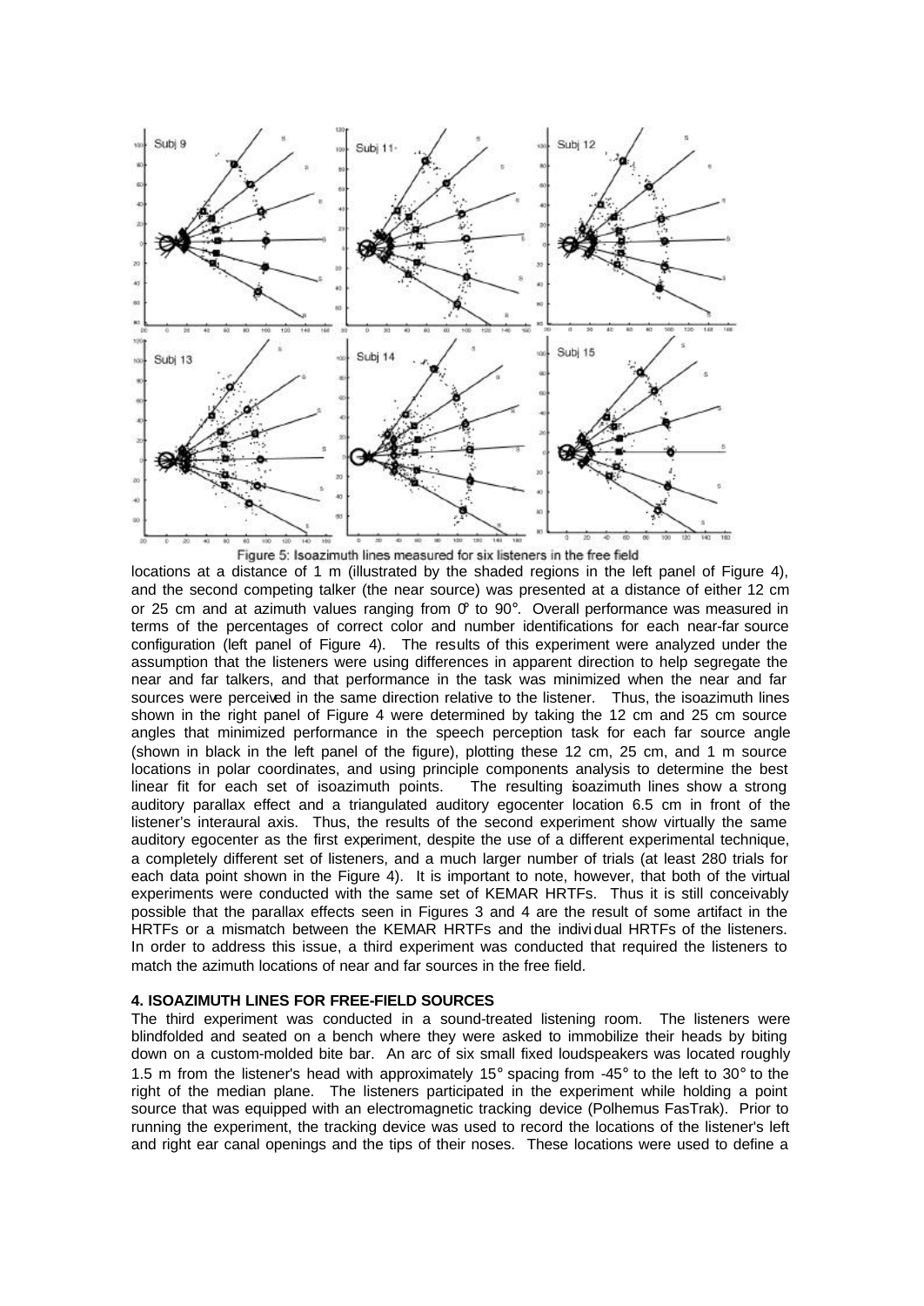Figure 5: Isoazimuth lines measured for six listeners in the free field

locations at a distance of 1 m (illustrated by the shaded regions in the left panel of Figure 4), and the second competing talker (the near source) was presented at a distance of either 12 cm or 25 cm and at azimuth values ranging from 0° to 90°. Overall performance was measured in terms of the percentages of correct color and number identifications for each near-far source configuration (left panel of Figure 4). The results of this experiment were analyzed under the assumption that the listeners were using differences in apparent direction to help segregate the near and far talkers, and that performance in the task was minimized when the near and far sources were perceived in the same direction relative to the listener. Thus, the isoazimuth lines shown in the right panel of Figure 4 were determined by taking the 12 cm and 25 cm source angles that minimized performance in the speech perception task for each far source angle (shown in black in the left panel of the figure), plotting these 12 cm, 25 cm, and 1 m source locations in polar coordinates, and using principle components analysis to determine the best linear fit for each set of isoazimuth points. The resulting isoazimuth lines show a strong auditory parallax effect and a triangulated auditory egocenter location 6.5 cm in front of the listener's interaural axis. Thus, the results of the second experiment show virtually the same auditory egocenter as the first experiment, despite the use of a different experimental technique, a completely different set of listeners, and a much larger number of trials (at least 280 trials for each data point shown in the Figure 4). It is important to note, however, that both of the virtual experiments were conducted with the same set of KEMAR HRTFs. Thus it is still conceivably possible that the parallax effects seen in Figures 3 and 4 are the result of some artifact in the HRTFs or a mismatch between the KEMAR HRTFs and the individual HRTFs of the listeners. In order to address this issue, a third experiment was conducted that required the listeners to match the azimuth locations of near and far sources in the free field.

## 4. ISOAZIMUTH LINES FOR FREE-FIELD SOURCES

The third experiment was conducted in a sound-treated listening room. The listeners were blindfolded and seated on a bench where they were asked to immobilize their heads by biting down on a custom-molded bite bar. An arc of six small fixed loudspeakers was located roughly 1.5 m from the listener's head with approximately 15° spacing from -45° to the left to 30° to the right of the median plane. The listeners participated in the experiment while holding a point source that was equipped with an electromagnetic tracking device (Polhemus FasTrak). Prior to running the experiment, the tracking device was used to record the locations of the listener's left and right ear canal openings and the tips of their noses. These locations were used to define a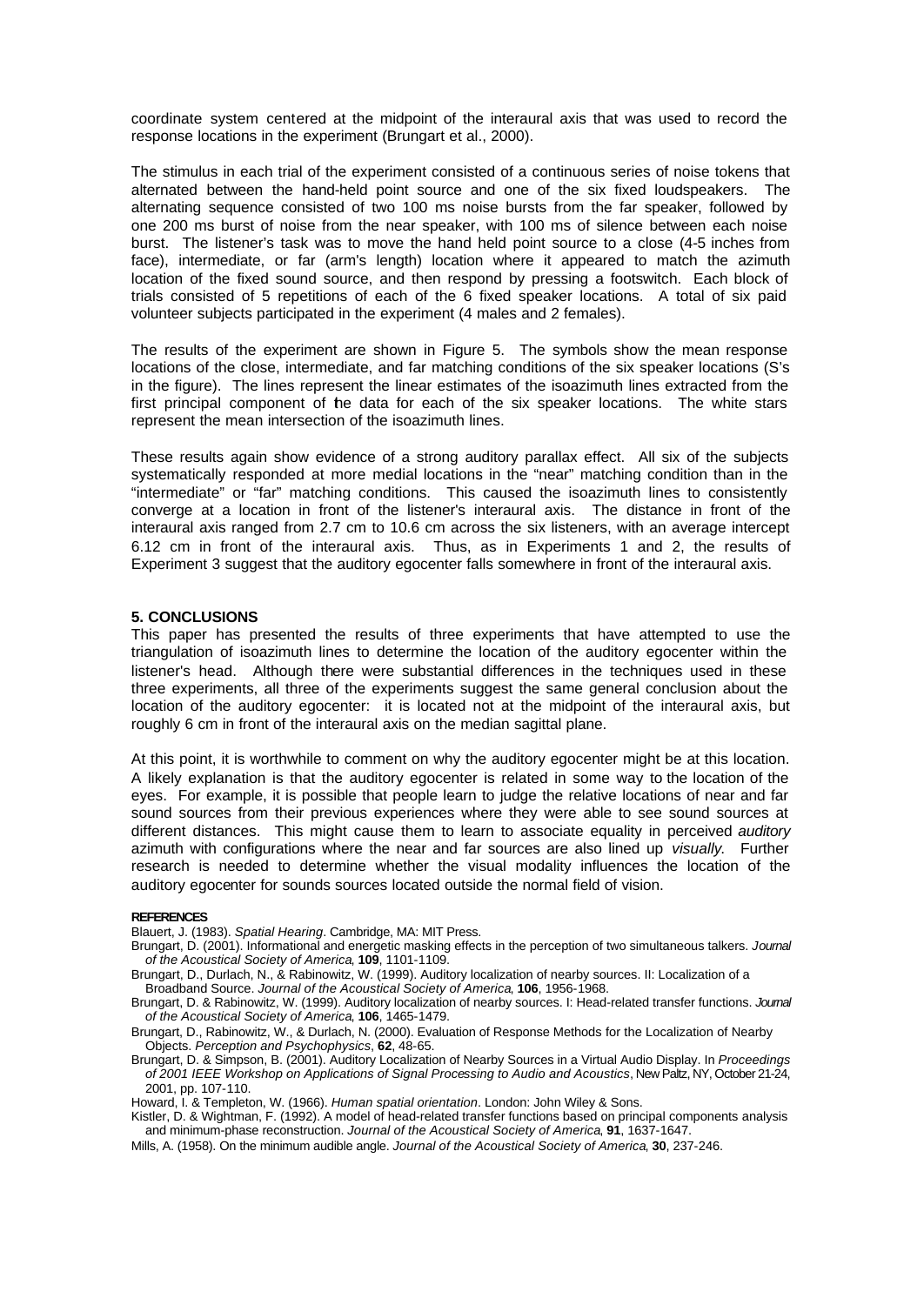coordinate system centered at the midpoint of the interaural axis that was used to record the response locations in the experiment (Brungart et al., 2000).

The stimulus in each trial of the experiment consisted of a continuous series of noise tokens that alternated between the hand-held point source and one of the six fixed loudspeakers. The alternating sequence consisted of two 100 ms noise bursts from the far speaker, followed by one 200 ms burst of noise from the near speaker, with 100 ms of silence between each noise burst. The listener's task was to move the hand held point source to a close (4-5 inches from face), intermediate, or far (arm's length) location where it appeared to match the azimuth location of the fixed sound source, and then respond by pressing a footswitch. Each block of trials consisted of 5 repetitions of each of the 6 fixed speaker locations. A total of six paid volunteer subjects participated in the experiment (4 males and 2 females).

The results of the experiment are shown in Figure 5. The symbols show the mean response locations of the close, intermediate, and far matching conditions of the six speaker locations (S's in the figure). The lines represent the linear estimates of the isoazimuth lines extracted from the first principal component of the data for each of the six speaker locations. The white stars represent the mean intersection of the isoazimuth lines.

These results again show evidence of a strong auditory parallax effect. All six of the subjects systematically responded at more medial locations in the "near" matching condition than in the "intermediate" or "far" matching conditions. This caused the isoazimuth lines to consistently converge at a location in front of the listener's interaural axis. The distance in front of the interaural axis ranged from 2.7 cm to 10.6 cm across the six listeners, with an average intercept 6.12 cm in front of the interaural axis. Thus, as in Experiments 1 and 2, the results of Experiment 3 suggest that the auditory egocenter falls somewhere in front of the interaural axis.

## 5. CONCLUSIONS

This paper has presented the results of three experiments that have attempted to use the triangulation of isoazimuth lines to determine the location of the auditory egocenter within the listener's head. Although there were substantial differences in the techniques used in these three experiments, all three of the experiments suggest the same general conclusion about the location of the auditory egocenter: it is located not at the midpoint of the interaural axis, but roughly 6 cm in front of the interaural axis on the median sagittal plane.

At this point, it is worthwhile to comment on why the auditory egocenter might be at this location. A likely explanation is that the auditory egocenter is related in some way to the location of the eyes. For example, it is possible that people learn to judge the relative locations of near and far sound sources from their previous experiences where they were able to see sound sources at different distances. This might cause them to learn to associate equality in perceived *auditory* azimuth with configurations where the near and far sources are also lined up *visually*. Further research is needed to determine whether the visual modality influences the location of the auditory egocenter for sounds sources located outside the normal field of vision.

**REFERENCES**

Blauert, J. (1983). *Spatial Hearing*. Cambridge, MA: MIT Press.

Brungart, D. (2001). Informational and energetic masking effects in the perception of two simultaneous talkers. *Journal of the Acoustical Society of America*, **109**, 1101-1109.

Brungart, D., Durlach, N., & Rabinowitz, W. (1999). Auditory localization of nearby sources. II: Localization of a Broadband Source. *Journal of the Acoustical Society of America*, **106**, 1956-1968.

Brungart, D. & Rabinowitz, W. (1999). Auditory localization of nearby sources. I: Head-related transfer functions. *Journal of the Acoustical Society of America*, **106**, 1465-1479.

Brungart, D., Rabinowitz, W., & Durlach, N. (2000). Evaluation of Response Methods for the Localization of Nearby Objects. *Perception and Psychophysics*, **62**, 48-65.

Brungart, D. & Simpson, B. (2001). Auditory Localization of Nearby Sources in a Virtual Audio Display. In *Proceedings of 2001 IEEE Workshop on Applications of Signal Processing to Audio and Acoustics*, New Paltz, NY, October 21-24, 2001, pp. 107-110.

Howard, I. & Templeton, W. (1966). *Human spatial orientation*. London: John Wiley & Sons.

Kistler, D. & Wightman, F. (1992). A model of head-related transfer functions based on principal components analysis and minimum-phase reconstruction. *Journal of the Acoustical Society of America*, **91**, 1637-1647.

Mills, A. (1958). On the minimum audible angle. *Journal of the Acoustical Society of America*, **30**, 237-246.